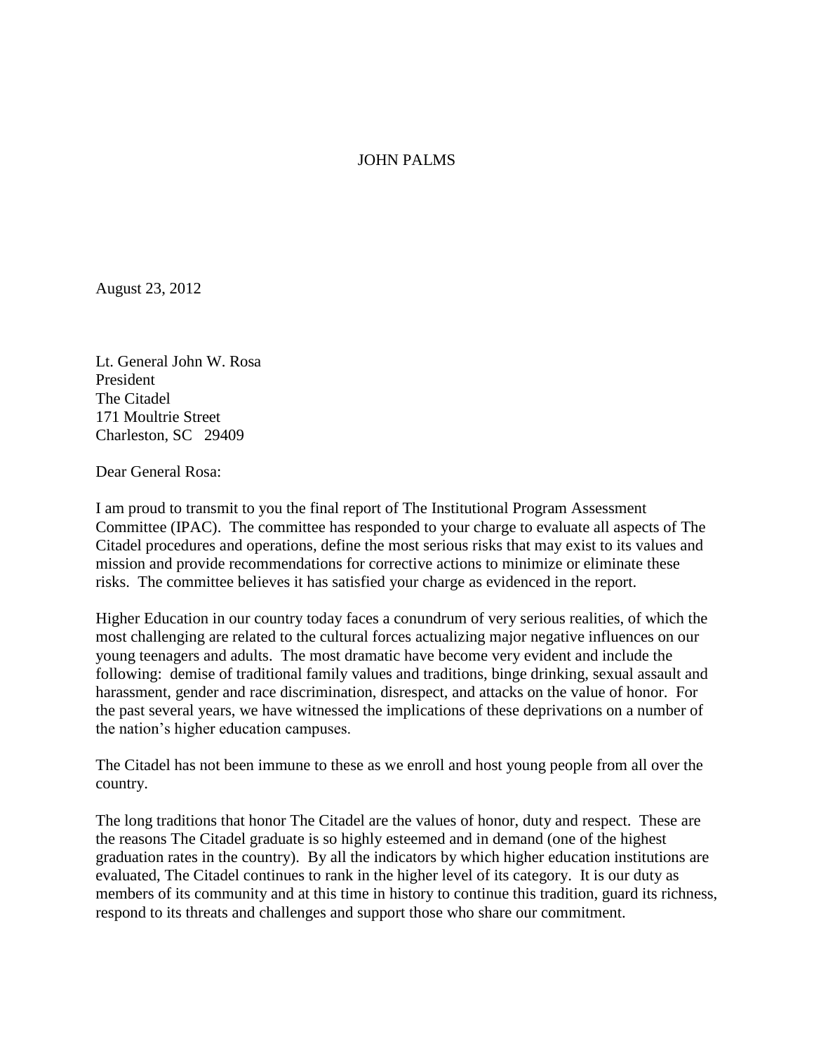JOHN PALMS

August 23, 2012

Lt. General John W. Rosa
President
The Citadel
171 Moultrie Street
Charleston, SC 29409

Dear General Rosa:

I am proud to transmit to you the final report of The Institutional Program Assessment Committee (IPAC). The committee has responded to your charge to evaluate all aspects of The Citadel procedures and operations, define the most serious risks that may exist to its values and mission and provide recommendations for corrective actions to minimize or eliminate these risks. The committee believes it has satisfied your charge as evidenced in the report.

Higher Education in our country today faces a conundrum of very serious realities, of which the most challenging are related to the cultural forces actualizing major negative influences on our young teenagers and adults. The most dramatic have become very evident and include the following: demise of traditional family values and traditions, binge drinking, sexual assault and harassment, gender and race discrimination, disrespect, and attacks on the value of honor. For the past several years, we have witnessed the implications of these deprivations on a number of the nation's higher education campuses.

The Citadel has not been immune to these as we enroll and host young people from all over the country.

The long traditions that honor The Citadel are the values of honor, duty and respect. These are the reasons The Citadel graduate is so highly esteemed and in demand (one of the highest graduation rates in the country). By all the indicators by which higher education institutions are evaluated, The Citadel continues to rank in the higher level of its category. It is our duty as members of its community and at this time in history to continue this tradition, guard its richness, respond to its threats and challenges and support those who share our commitment.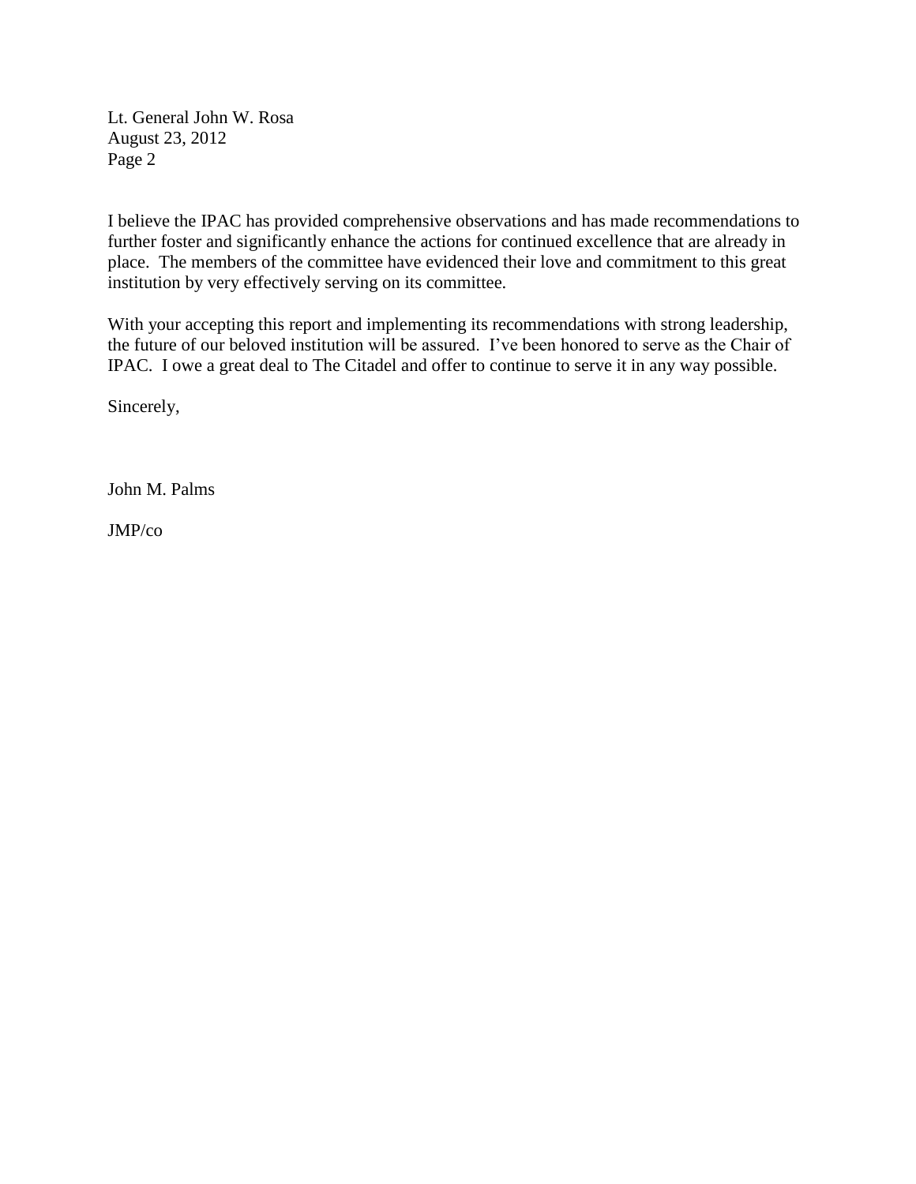I believe the IPAC has provided comprehensive observations and has made recommendations to further foster and significantly enhance the actions for continued excellence that are already in place. The members of the committee have evidenced their love and commitment to this great institution by very effectively serving on its committee.

With your accepting this report and implementing its recommendations with strong leadership, the future of our beloved institution will be assured. I've been honored to serve as the Chair of IPAC. I owe a great deal to The Citadel and offer to continue to serve it in any way possible.

Sincerely,

John M. Palms

JMP/co